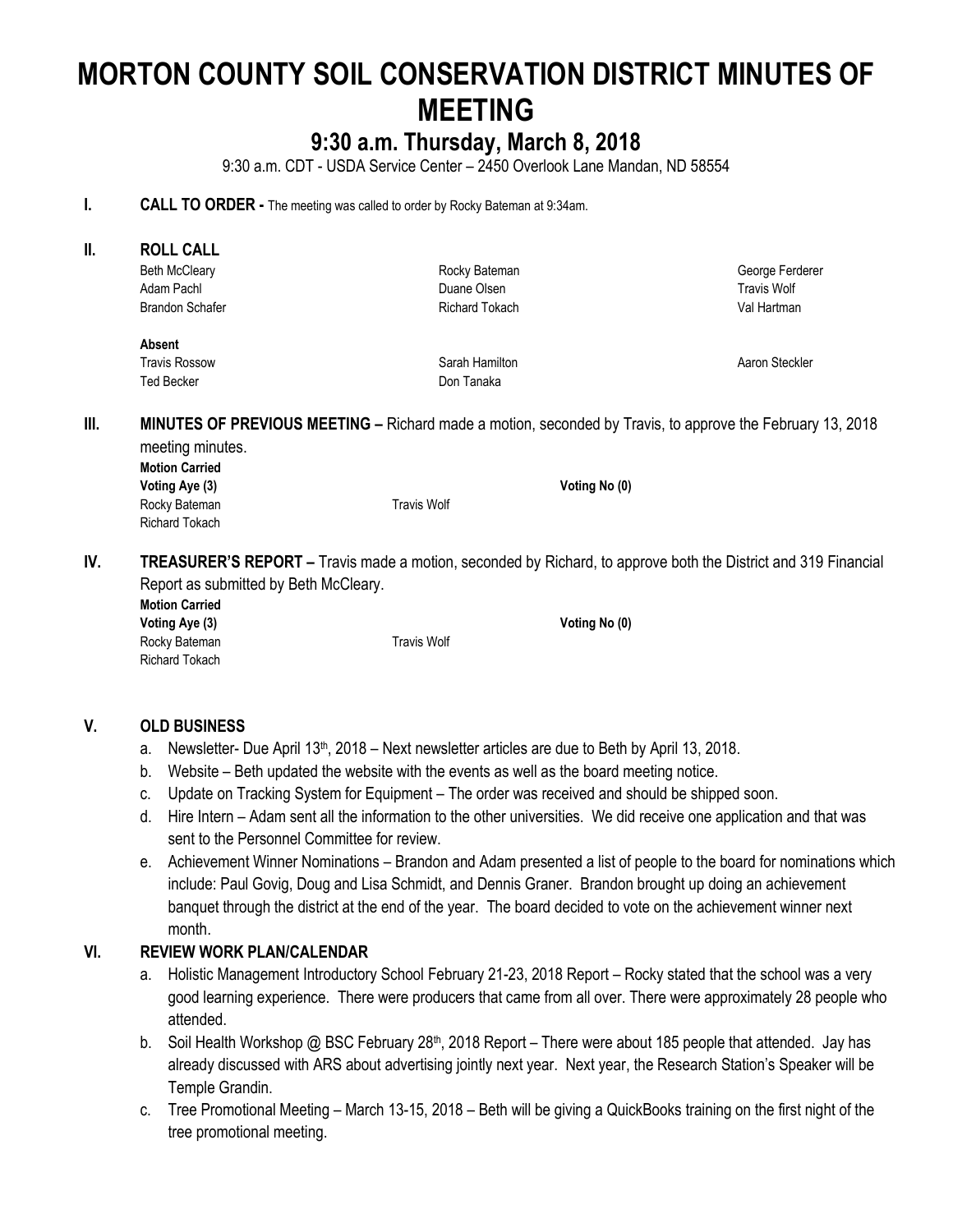# MORTON COUNTY SOIL CONSERVATION DISTRICT MINUTES OF MEETING

## 9:30 a.m. Thursday, March 8, 2018

9:30 a.m. CDT - USDA Service Center – 2450 Overlook Lane Mandan, ND 58554

**I. CALL TO ORDER -** The meeting was called to order by Rocky Bateman at 9:34am.

**II. ROLL CALL**

| | | |
|---|---|---|
| Beth McCleary | Rocky Bateman | George Ferderer |
| Adam Pachl | Duane Olsen | Travis Wolf |
| Brandon Schafer | Richard Tokach | Val Hartman |

**Absent**

| | | |
|---|---|---|
| Travis Rossow | Sarah Hamilton | Aaron Steckler |
| Ted Becker | Don Tanaka | |

**III. MINUTES OF PREVIOUS MEETING –** Richard made a motion, seconded by Travis, to approve the February 13, 2018 meeting minutes.

**Motion Carried**

**Voting Aye (3)** — **Voting No (0)**

Rocky Bateman, Travis Wolf, Richard Tokach

**IV. TREASURER'S REPORT –** Travis made a motion, seconded by Richard, to approve both the District and 319 Financial Report as submitted by Beth McCleary.

**Motion Carried**

**Voting Aye (3)** — **Voting No (0)**

Rocky Bateman, Travis Wolf, Richard Tokach

**V. OLD BUSINESS**

a. Newsletter- Due April 13th, 2018 – Next newsletter articles are due to Beth by April 13, 2018.

b. Website – Beth updated the website with the events as well as the board meeting notice.

c. Update on Tracking System for Equipment – The order was received and should be shipped soon.

d. Hire Intern – Adam sent all the information to the other universities. We did receive one application and that was sent to the Personnel Committee for review.

e. Achievement Winner Nominations – Brandon and Adam presented a list of people to the board for nominations which include: Paul Govig, Doug and Lisa Schmidt, and Dennis Graner. Brandon brought up doing an achievement banquet through the district at the end of the year. The board decided to vote on the achievement winner next month.

**VI. REVIEW WORK PLAN/CALENDAR**

a. Holistic Management Introductory School February 21-23, 2018 Report – Rocky stated that the school was a very good learning experience. There were producers that came from all over. There were approximately 28 people who attended.

b. Soil Health Workshop @ BSC February 28th, 2018 Report – There were about 185 people that attended. Jay has already discussed with ARS about advertising jointly next year. Next year, the Research Station's Speaker will be Temple Grandin.

c. Tree Promotional Meeting – March 13-15, 2018 – Beth will be giving a QuickBooks training on the first night of the tree promotional meeting.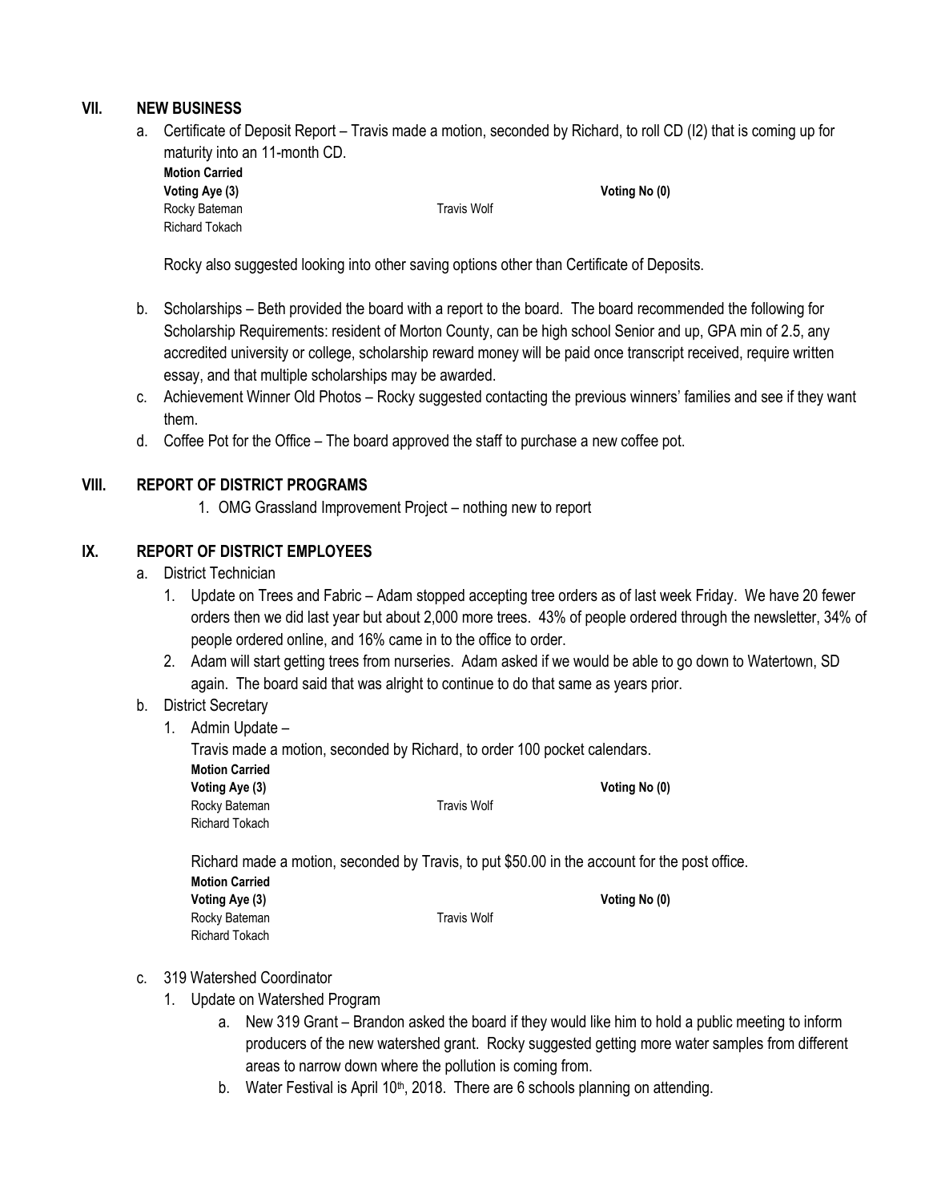## VII. NEW BUSINESS

a. Certificate of Deposit Report – Travis made a motion, seconded by Richard, to roll CD (I2) that is coming up for maturity into an 11-month CD.

**Motion Carried**

| **Voting Aye (3)** | | **Voting No (0)** |
|---|---|---|
| Rocky Bateman | Travis Wolf | |
| Richard Tokach | | |

Rocky also suggested looking into other saving options other than Certificate of Deposits.

b. Scholarships – Beth provided the board with a report to the board. The board recommended the following for Scholarship Requirements: resident of Morton County, can be high school Senior and up, GPA min of 2.5, any accredited university or college, scholarship reward money will be paid once transcript received, require written essay, and that multiple scholarships may be awarded.

c. Achievement Winner Old Photos – Rocky suggested contacting the previous winners' families and see if they want them.

d. Coffee Pot for the Office – The board approved the staff to purchase a new coffee pot.

## VIII. REPORT OF DISTRICT PROGRAMS

1. OMG Grassland Improvement Project – nothing new to report

## IX. REPORT OF DISTRICT EMPLOYEES

a. District Technician

1. Update on Trees and Fabric – Adam stopped accepting tree orders as of last week Friday. We have 20 fewer orders then we did last year but about 2,000 more trees. 43% of people ordered through the newsletter, 34% of people ordered online, and 16% came in to the office to order.
2. Adam will start getting trees from nurseries. Adam asked if we would be able to go down to Watertown, SD again. The board said that was alright to continue to do that same as years prior.

b. District Secretary

1. Admin Update –

Travis made a motion, seconded by Richard, to order 100 pocket calendars.

**Motion Carried**

| **Voting Aye (3)** | | **Voting No (0)** |
|---|---|---|
| Rocky Bateman | Travis Wolf | |
| Richard Tokach | | |

Richard made a motion, seconded by Travis, to put $50.00 in the account for the post office.

**Motion Carried**

| **Voting Aye (3)** | | **Voting No (0)** |
|---|---|---|
| Rocky Bateman | Travis Wolf | |
| Richard Tokach | | |

c. 319 Watershed Coordinator

1. Update on Watershed Program
   a. New 319 Grant – Brandon asked the board if they would like him to hold a public meeting to inform producers of the new watershed grant. Rocky suggested getting more water samples from different areas to narrow down where the pollution is coming from.
   b. Water Festival is April 10th, 2018. There are 6 schools planning on attending.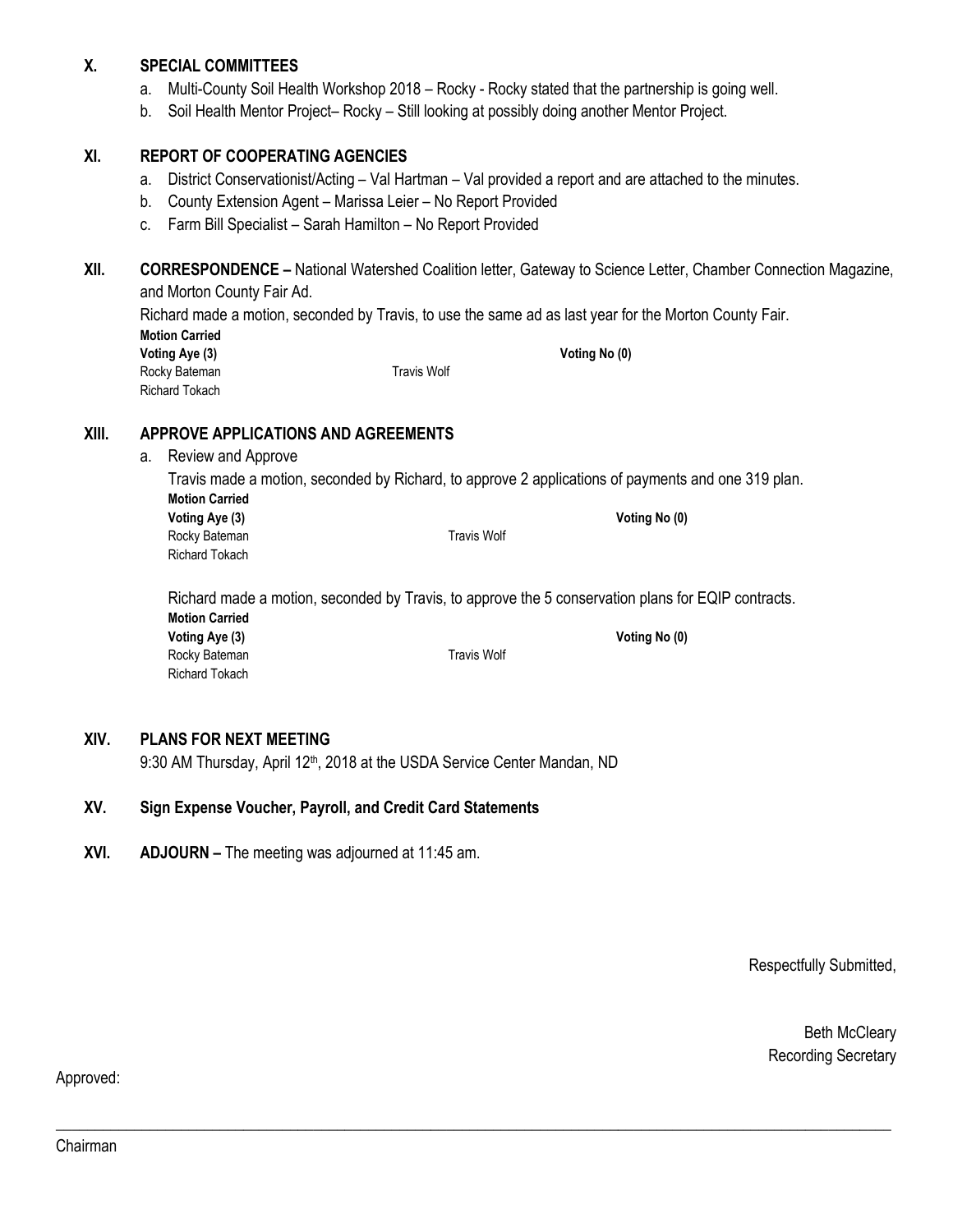## X. SPECIAL COMMITTEES

a. Multi-County Soil Health Workshop 2018 – Rocky - Rocky stated that the partnership is going well.
b. Soil Health Mentor Project– Rocky – Still looking at possibly doing another Mentor Project.

## XI. REPORT OF COOPERATING AGENCIES

a. District Conservationist/Acting – Val Hartman – Val provided a report and are attached to the minutes.
b. County Extension Agent – Marissa Leier – No Report Provided
c. Farm Bill Specialist – Sarah Hamilton – No Report Provided

## XII. CORRESPONDENCE – National Watershed Coalition letter, Gateway to Science Letter, Chamber Connection Magazine, and Morton County Fair Ad.

Richard made a motion, seconded by Travis, to use the same ad as last year for the Morton County Fair.

**Motion Carried**

| **Voting Aye (3)** | | **Voting No (0)** |
|---|---|---|
| Rocky Bateman | Travis Wolf | |
| Richard Tokach | | |

## XIII. APPROVE APPLICATIONS AND AGREEMENTS

a. Review and Approve

Travis made a motion, seconded by Richard, to approve 2 applications of payments and one 319 plan.

**Motion Carried**

| **Voting Aye (3)** | | **Voting No (0)** |
|---|---|---|
| Rocky Bateman | Travis Wolf | |
| Richard Tokach | | |

Richard made a motion, seconded by Travis, to approve the 5 conservation plans for EQIP contracts.

**Motion Carried**

| **Voting Aye (3)** | | **Voting No (0)** |
|---|---|---|
| Rocky Bateman | Travis Wolf | |
| Richard Tokach | | |

## XIV. PLANS FOR NEXT MEETING

9:30 AM Thursday, April 12th, 2018 at the USDA Service Center Mandan, ND

## XV. Sign Expense Voucher, Payroll, and Credit Card Statements

## XVI. ADJOURN – The meeting was adjourned at 11:45 am.

Respectfully Submitted,

Beth McCleary
Recording Secretary

Approved:

\_\_\_\_\_\_\_\_\_\_\_\_\_\_\_\_\_\_\_\_\_\_\_\_\_\_\_\_\_\_\_\_\_\_\_\_\_\_\_\_

Chairman